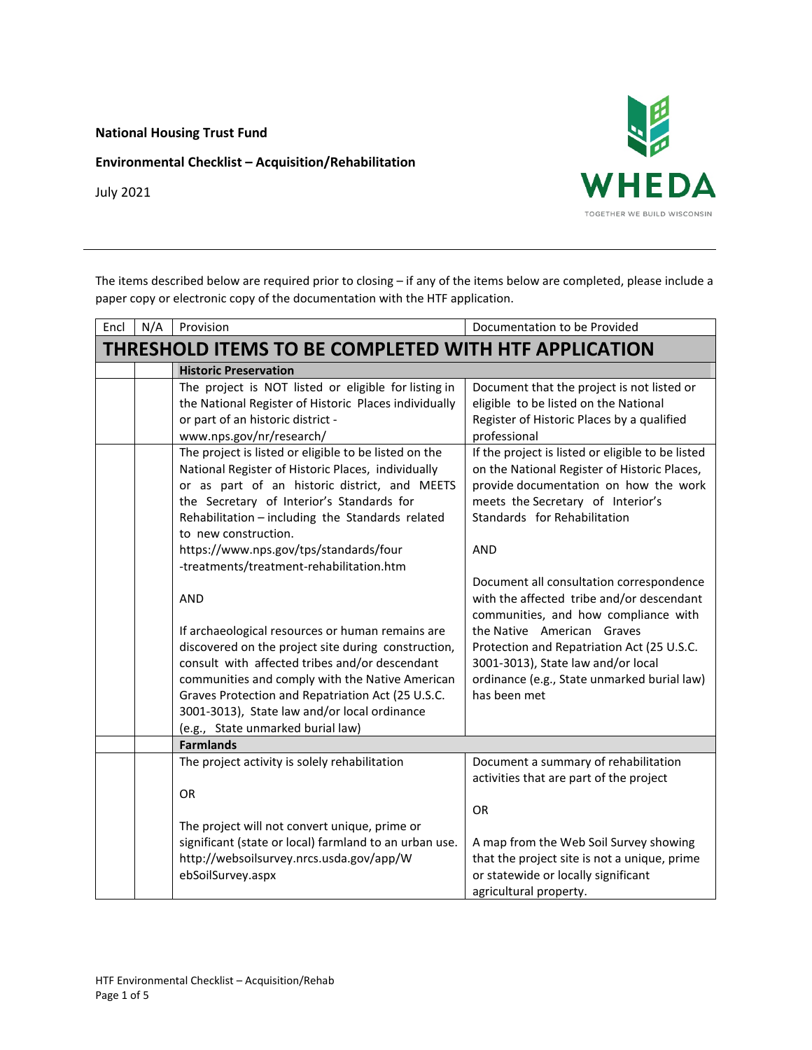**National Housing Trust Fund**

**Environmental Checklist – Acquisition/Rehabilitation**

July 2021

WHEDA

TOGETHER WE BUILD WISCONSIN

The items described below are required prior to closing – if any of the items below are completed, please include a paper copy or electronic copy of the documentation with the HTF application.

| Encl | N/A | Provision | Documentation to be Provided |
|---|---|---|---|
| **THRESHOLD ITEMS TO BE COMPLETED WITH HTF APPLICATION** | | | |
| | | **Historic Preservation** | |
| | | The project is NOT listed or eligible for listing in the National Register of Historic Places individually or part of an historic district - www.nps.gov/nr/research/ | Document that the project is not listed or eligible to be listed on the National Register of Historic Places by a qualified professional |
| | | The project is listed or eligible to be listed on the National Register of Historic Places, individually or as part of an historic district, and MEETS the Secretary of Interior's Standards for Rehabilitation – including the Standards related to new construction. https://www.nps.gov/tps/standards/four-treatments/treatment-rehabilitation.htm<br><br>AND<br><br>If archaeological resources or human remains are discovered on the project site during construction, consult with affected tribes and/or descendant communities and comply with the Native American Graves Protection and Repatriation Act (25 U.S.C. 3001-3013), State law and/or local ordinance (e.g., State unmarked burial law) | If the project is listed or eligible to be listed on the National Register of Historic Places, provide documentation on how the work meets the Secretary of Interior's Standards for Rehabilitation<br><br>AND<br><br>Document all consultation correspondence with the affected tribe and/or descendant communities, and how compliance with the Native American Graves Protection and Repatriation Act (25 U.S.C. 3001-3013), State law and/or local ordinance (e.g., State unmarked burial law) has been met |
| | | **Farmlands** | |
| | | The project activity is solely rehabilitation<br><br>OR<br><br>The project will not convert unique, prime or significant (state or local) farmland to an urban use. http://websoilsurvey.nrcs.usda.gov/app/WebSoilSurvey.aspx | Document a summary of rehabilitation activities that are part of the project<br><br>OR<br><br>A map from the Web Soil Survey showing that the project site is not a unique, prime or statewide or locally significant agricultural property. |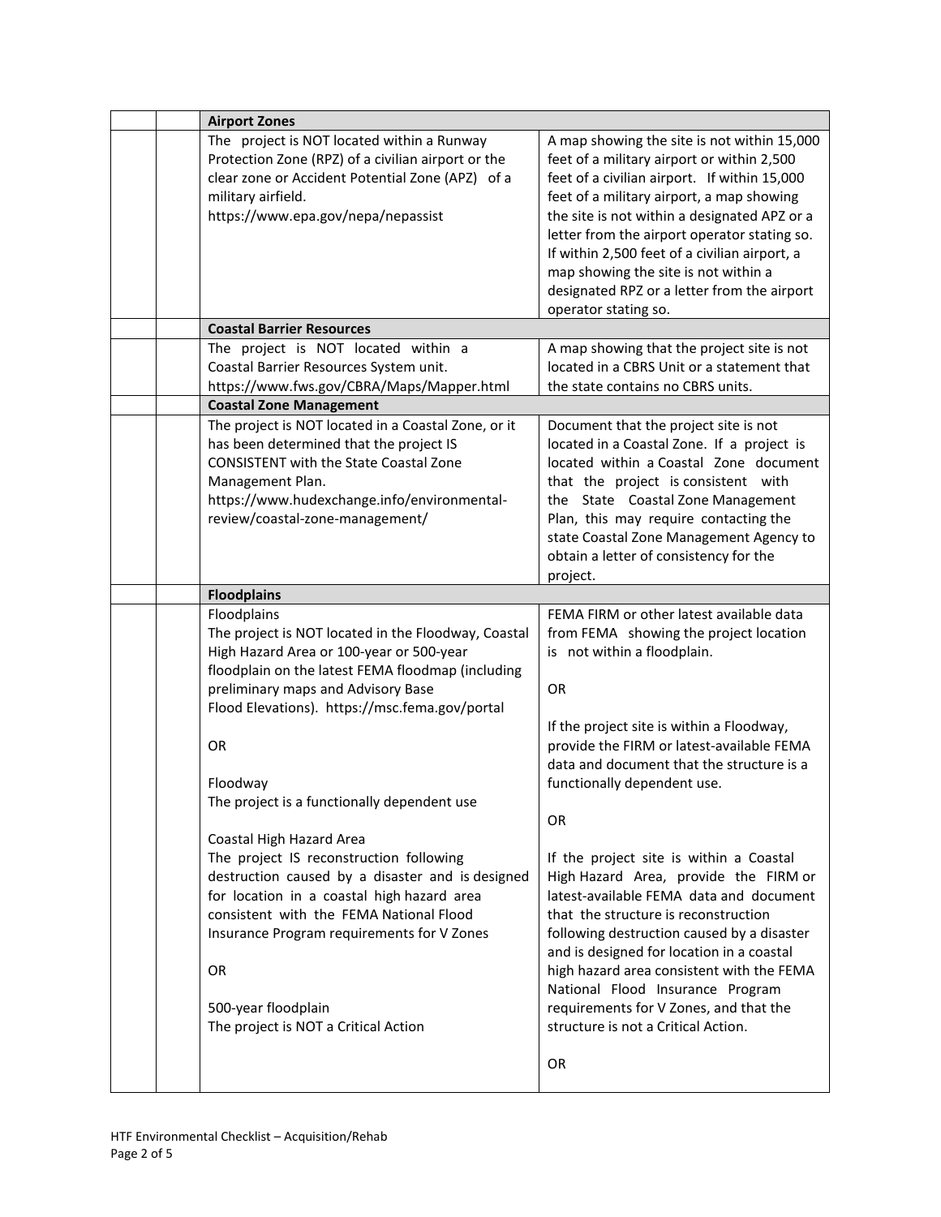| | | | |
|---|---|---|---|
| | | **Airport Zones** | |
| | | The project is NOT located within a Runway Protection Zone (RPZ) of a civilian airport or the clear zone or Accident Potential Zone (APZ) of a military airfield.<br>https://www.epa.gov/nepa/nepassist | A map showing the site is not within 15,000 feet of a military airport or within 2,500 feet of a civilian airport. If within 15,000 feet of a military airport, a map showing the site is not within a designated APZ or a letter from the airport operator stating so. If within 2,500 feet of a civilian airport, a map showing the site is not within a designated RPZ or a letter from the airport operator stating so. |
| | | **Coastal Barrier Resources** | |
| | | The project is NOT located within a Coastal Barrier Resources System unit.<br>https://www.fws.gov/CBRA/Maps/Mapper.html | A map showing that the project site is not located in a CBRS Unit or a statement that the state contains no CBRS units. |
| | | **Coastal Zone Management** | |
| | | The project is NOT located in a Coastal Zone, or it has been determined that the project IS CONSISTENT with the State Coastal Zone Management Plan.<br>https://www.hudexchange.info/environmental-review/coastal-zone-management/ | Document that the project site is not located in a Coastal Zone. If a project is located within a Coastal Zone document that the project is consistent with the State Coastal Zone Management Plan, this may require contacting the state Coastal Zone Management Agency to obtain a letter of consistency for the project. |
| | | **Floodplains** | |
| | | Floodplains<br>The project is NOT located in the Floodway, Coastal High Hazard Area or 100-year or 500-year floodplain on the latest FEMA floodmap (including preliminary maps and Advisory Base Flood Elevations). https://msc.fema.gov/portal<br><br>OR<br><br>Floodway<br>The project is a functionally dependent use<br><br>Coastal High Hazard Area<br>The project IS reconstruction following destruction caused by a disaster and is designed for location in a coastal high hazard area consistent with the FEMA National Flood Insurance Program requirements for V Zones<br><br>OR<br><br>500-year floodplain<br>The project is NOT a Critical Action | FEMA FIRM or other latest available data from FEMA showing the project location is not within a floodplain.<br><br>OR<br><br>If the project site is within a Floodway, provide the FIRM or latest-available FEMA data and document that the structure is a functionally dependent use.<br><br>OR<br><br>If the project site is within a Coastal High Hazard Area, provide the FIRM or latest-available FEMA data and document that the structure is reconstruction following destruction caused by a disaster and is designed for location in a coastal high hazard area consistent with the FEMA National Flood Insurance Program requirements for V Zones, and that the structure is not a Critical Action.<br><br>OR |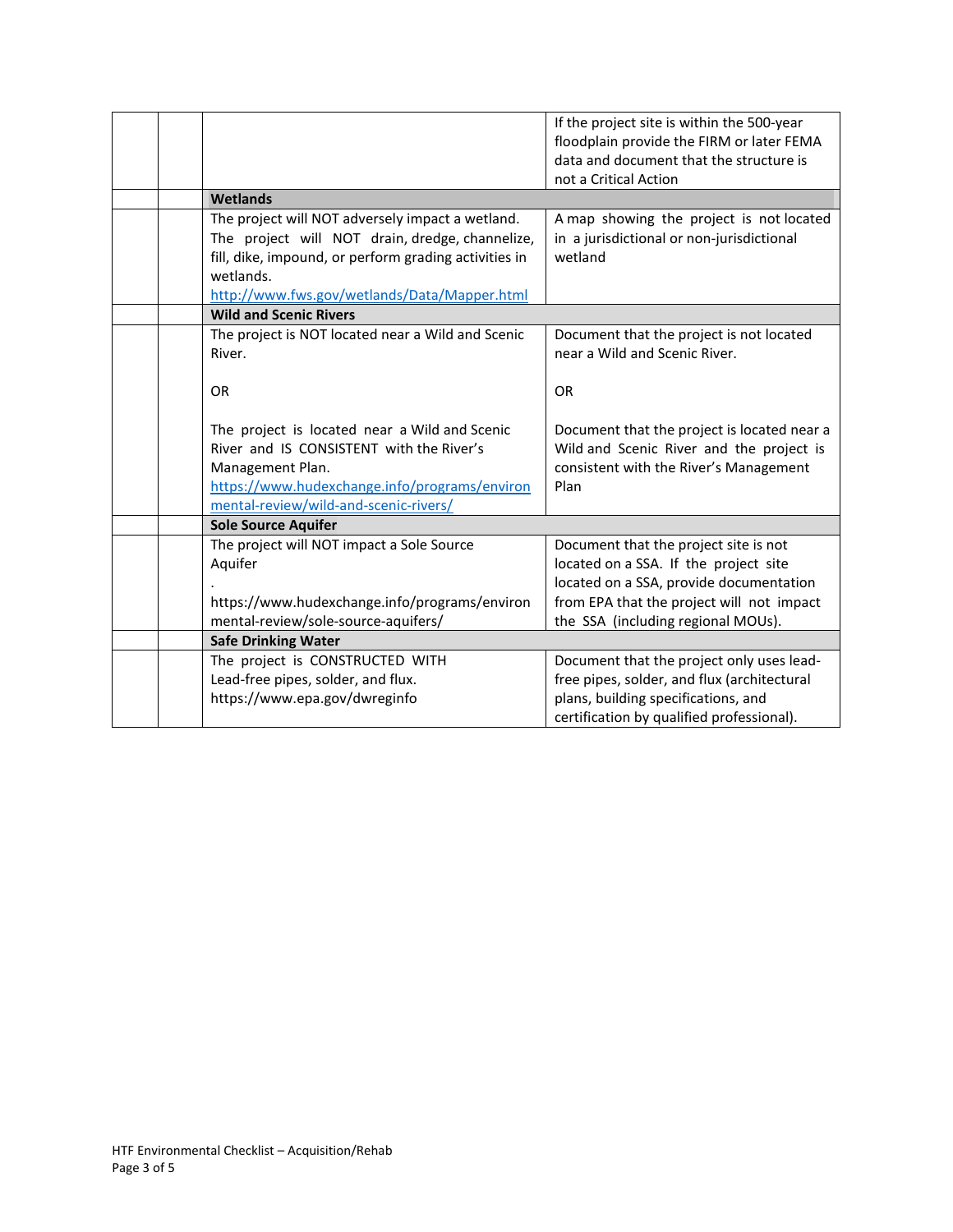| | | | |
|---|---|---|---|
| | | | If the project site is within the 500-year floodplain provide the FIRM or later FEMA data and document that the structure is not a Critical Action |
| | | **Wetlands** | |
| | | The project will NOT adversely impact a wetland. The project will NOT drain, dredge, channelize, fill, dike, impound, or perform grading activities in wetlands. http://www.fws.gov/wetlands/Data/Mapper.html | A map showing the project is not located in a jurisdictional or non-jurisdictional wetland |
| | | **Wild and Scenic Rivers** | |
| | | The project is NOT located near a Wild and Scenic River.<br><br>OR<br><br>The project is located near a Wild and Scenic River and IS CONSISTENT with the River's Management Plan. https://www.hudexchange.info/programs/environmental-review/wild-and-scenic-rivers/ | Document that the project is not located near a Wild and Scenic River.<br><br>OR<br><br>Document that the project is located near a Wild and Scenic River and the project is consistent with the River's Management Plan |
| | | **Sole Source Aquifer** | |
| | | The project will NOT impact a Sole Source Aquifer<br>.<br>https://www.hudexchange.info/programs/environmental-review/sole-source-aquifers/ | Document that the project site is not located on a SSA. If the project site located on a SSA, provide documentation from EPA that the project will not impact the SSA (including regional MOUs). |
| | | **Safe Drinking Water** | |
| | | The project is CONSTRUCTED WITH Lead-free pipes, solder, and flux. https://www.epa.gov/dwreginfo | Document that the project only uses lead-free pipes, solder, and flux (architectural plans, building specifications, and certification by qualified professional). |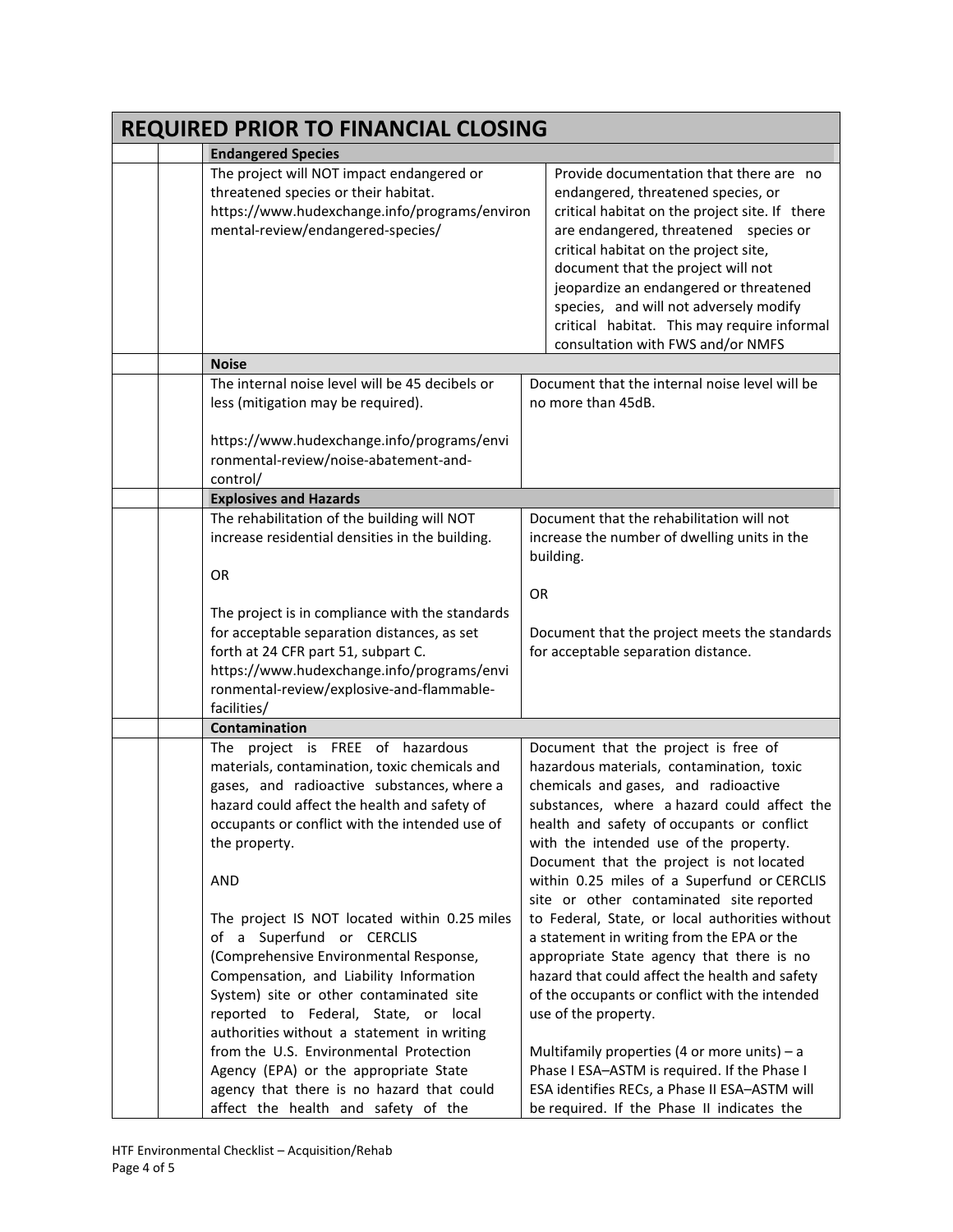| REQUIRED PRIOR TO FINANCIAL CLOSING | | | |
|---|---|---|---|
| | | **Endangered Species** | |
| | | The project will NOT impact endangered or threatened species or their habitat. https://www.hudexchange.info/programs/environmental-review/endangered-species/ | Provide documentation that there are no endangered, threatened species, or critical habitat on the project site. If there are endangered, threatened species or critical habitat on the project site, document that the project will not jeopardize an endangered or threatened species, and will not adversely modify critical habitat. This may require informal consultation with FWS and/or NMFS |
| | | **Noise** | |
| | | The internal noise level will be 45 decibels or less (mitigation may be required).<br><br>https://www.hudexchange.info/programs/environmental-review/noise-abatement-and-control/ | Document that the internal noise level will be no more than 45dB. |
| | | **Explosives and Hazards** | |
| | | The rehabilitation of the building will NOT increase residential densities in the building.<br><br>OR<br><br>The project is in compliance with the standards for acceptable separation distances, as set forth at 24 CFR part 51, subpart C. https://www.hudexchange.info/programs/environmental-review/explosive-and-flammable-facilities/ | Document that the rehabilitation will not increase the number of dwelling units in the building.<br><br>OR<br><br>Document that the project meets the standards for acceptable separation distance. |
| | | **Contamination** | |
| | | The project is FREE of hazardous materials, contamination, toxic chemicals and gases, and radioactive substances, where a hazard could affect the health and safety of occupants or conflict with the intended use of the property.<br><br>AND<br><br>The project IS NOT located within 0.25 miles of a Superfund or CERCLIS (Comprehensive Environmental Response, Compensation, and Liability Information System) site or other contaminated site reported to Federal, State, or local authorities without a statement in writing from the U.S. Environmental Protection Agency (EPA) or the appropriate State agency that there is no hazard that could affect the health and safety of the | Document that the project is free of hazardous materials, contamination, toxic chemicals and gases, and radioactive substances, where a hazard could affect the health and safety of occupants or conflict with the intended use of the property. Document that the project is not located within 0.25 miles of a Superfund or CERCLIS site or other contaminated site reported to Federal, State, or local authorities without a statement in writing from the EPA or the appropriate State agency that there is no hazard that could affect the health and safety of the occupants or conflict with the intended use of the property.<br><br>Multifamily properties (4 or more units) – a Phase I ESA–ASTM is required. If the Phase I ESA identifies RECs, a Phase II ESA–ASTM will be required. If the Phase II indicates the |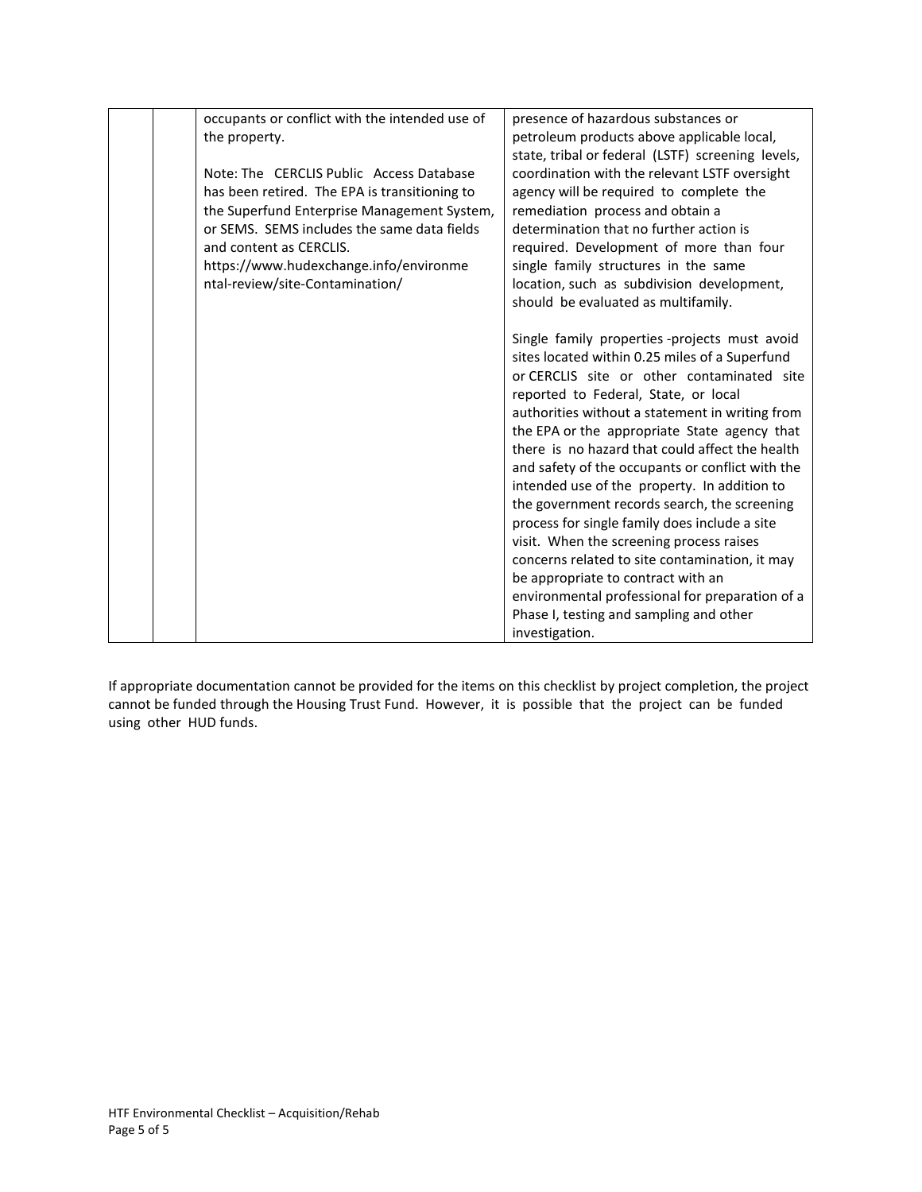| | | | |
|---|---|---|---|
| | | occupants or conflict with the intended use of the property.<br><br>Note: The CERCLIS Public Access Database has been retired. The EPA is transitioning to the Superfund Enterprise Management System, or SEMS. SEMS includes the same data fields and content as CERCLIS. https://www.hudexchange.info/environmental-review/site-Contamination/ | presence of hazardous substances or petroleum products above applicable local, state, tribal or federal (LSTF) screening levels, coordination with the relevant LSTF oversight agency will be required to complete the remediation process and obtain a determination that no further action is required. Development of more than four single family structures in the same location, such as subdivision development, should be evaluated as multifamily.<br><br>Single family properties -projects must avoid sites located within 0.25 miles of a Superfund or CERCLIS site or other contaminated site reported to Federal, State, or local authorities without a statement in writing from the EPA or the appropriate State agency that there is no hazard that could affect the health and safety of the occupants or conflict with the intended use of the property. In addition to the government records search, the screening process for single family does include a site visit. When the screening process raises concerns related to site contamination, it may be appropriate to contract with an environmental professional for preparation of a Phase I, testing and sampling and other investigation. |

If appropriate documentation cannot be provided for the items on this checklist by project completion, the project cannot be funded through the Housing Trust Fund. However, it is possible that the project can be funded using other HUD funds.